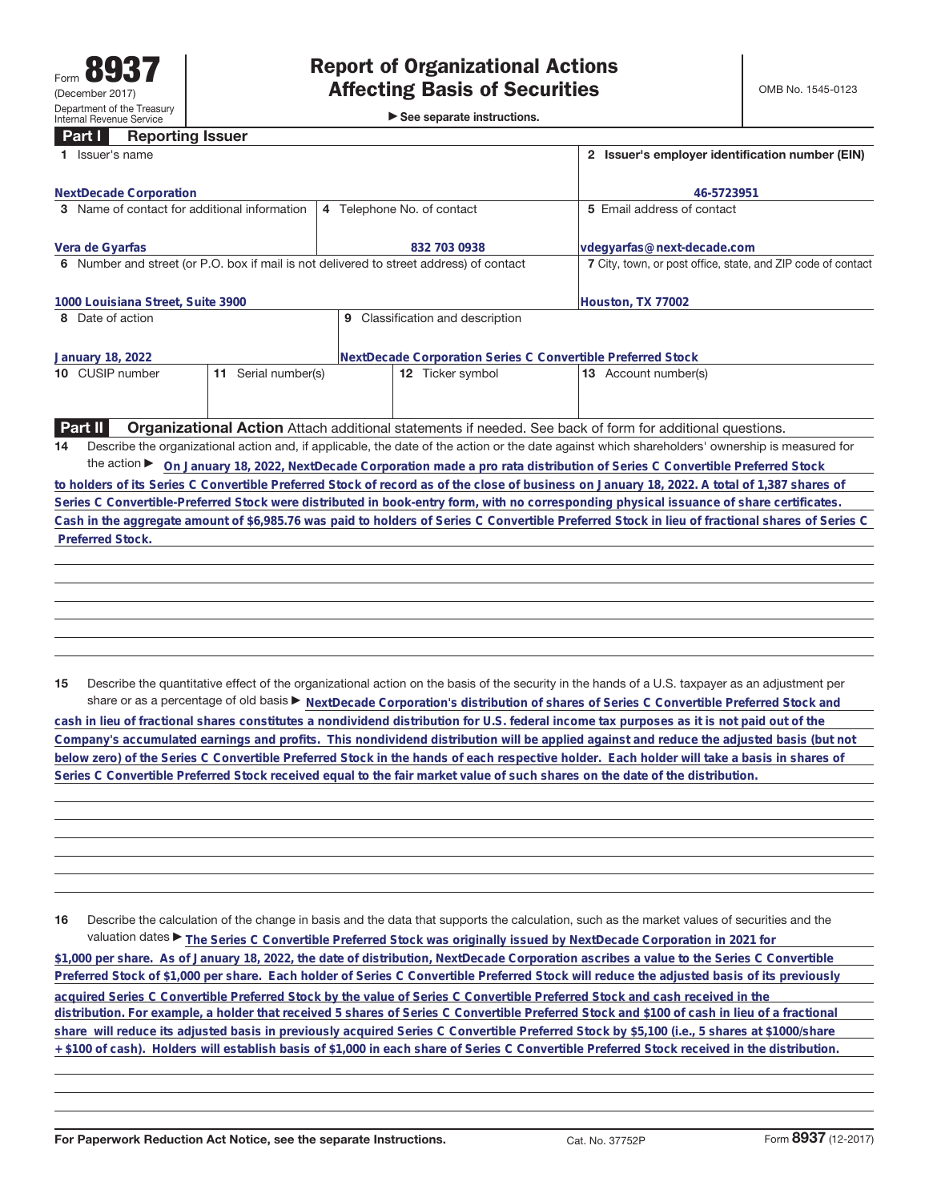Form **8937**
(December 2017)
Department of the Treasury
Internal Revenue Service

# Report of Organizational Actions Affecting Basis of Securities

▶ See separate instructions.

OMB No. 1545-0123

## Part I Reporting Issuer

| | | | |
|---|---|---|---|
| 1 Issuer's name<br>**NextDecade Corporation** | | | 2 Issuer's employer identification number (EIN)<br>**46-5723951** |
| 3 Name of contact for additional information<br>**Vera de Gyarfas** | 4 Telephone No. of contact<br>**832 703 0938** | | 5 Email address of contact<br>**vdegyarfas@next-decade.com** |
| 6 Number and street (or P.O. box if mail is not delivered to street address) of contact<br>**1000 Louisiana Street, Suite 3900** | | | 7 City, town, or post office, state, and ZIP code of contact<br>**Houston, TX 77002** |
| 8 Date of action<br>**January 18, 2022** | 9 Classification and description<br>**NextDecade Corporation Series C Convertible Preferred Stock** | | |
| 10 CUSIP number | 11 Serial number(s) | 12 Ticker symbol | 13 Account number(s) |

## Part II Organizational Action

Attach additional statements if needed. See back of form for additional questions.

**14** Describe the organizational action and, if applicable, the date of the action or the date against which shareholders' ownership is measured for the action ▶ On January 18, 2022, NextDecade Corporation made a pro rata distribution of Series C Convertible Preferred Stock to holders of its Series C Convertible Preferred Stock of record as of the close of business on January 18, 2022. A total of 1,387 shares of Series C Convertible-Preferred Stock were distributed in book-entry form, with no corresponding physical issuance of share certificates. Cash in the aggregate amount of $6,985.76 was paid to holders of Series C Convertible Preferred Stock in lieu of fractional shares of Series C Preferred Stock.

**15** Describe the quantitative effect of the organizational action on the basis of the security in the hands of a U.S. taxpayer as an adjustment per share or as a percentage of old basis ▶ NextDecade Corporation's distribution of shares of Series C Convertible Preferred Stock and cash in lieu of fractional shares constitutes a nondividend distribution for U.S. federal income tax purposes as it is not paid out of the Company's accumulated earnings and profits. This nondividend distribution will be applied against and reduce the adjusted basis (but not below zero) of the Series C Convertible Preferred Stock in the hands of each respective holder. Each holder will take a basis in shares of Series C Convertible Preferred Stock received equal to the fair market value of such shares on the date of the distribution.

**16** Describe the calculation of the change in basis and the data that supports the calculation, such as the market values of securities and the valuation dates ▶ The Series C Convertible Preferred Stock was originally issued by NextDecade Corporation in 2021 for $1,000 per share. As of January 18, 2022, the date of distribution, NextDecade Corporation ascribes a value to the Series C Convertible Preferred Stock of $1,000 per share. Each holder of Series C Convertible Preferred Stock will reduce the adjusted basis of its previously acquired Series C Convertible Preferred Stock by the value of Series C Convertible Preferred Stock and cash received in the distribution. For example, a holder that received 5 shares of Series C Convertible Preferred Stock and $100 of cash in lieu of a fractional share will reduce its adjusted basis in previously acquired Series C Convertible Preferred Stock by $5,100 (i.e., 5 shares at $1000/share + $100 of cash). Holders will establish basis of $1,000 in each share of Series C Convertible Preferred Stock received in the distribution.

For Paperwork Reduction Act Notice, see the separate Instructions. Cat. No. 37752P Form **8937** (12-2017)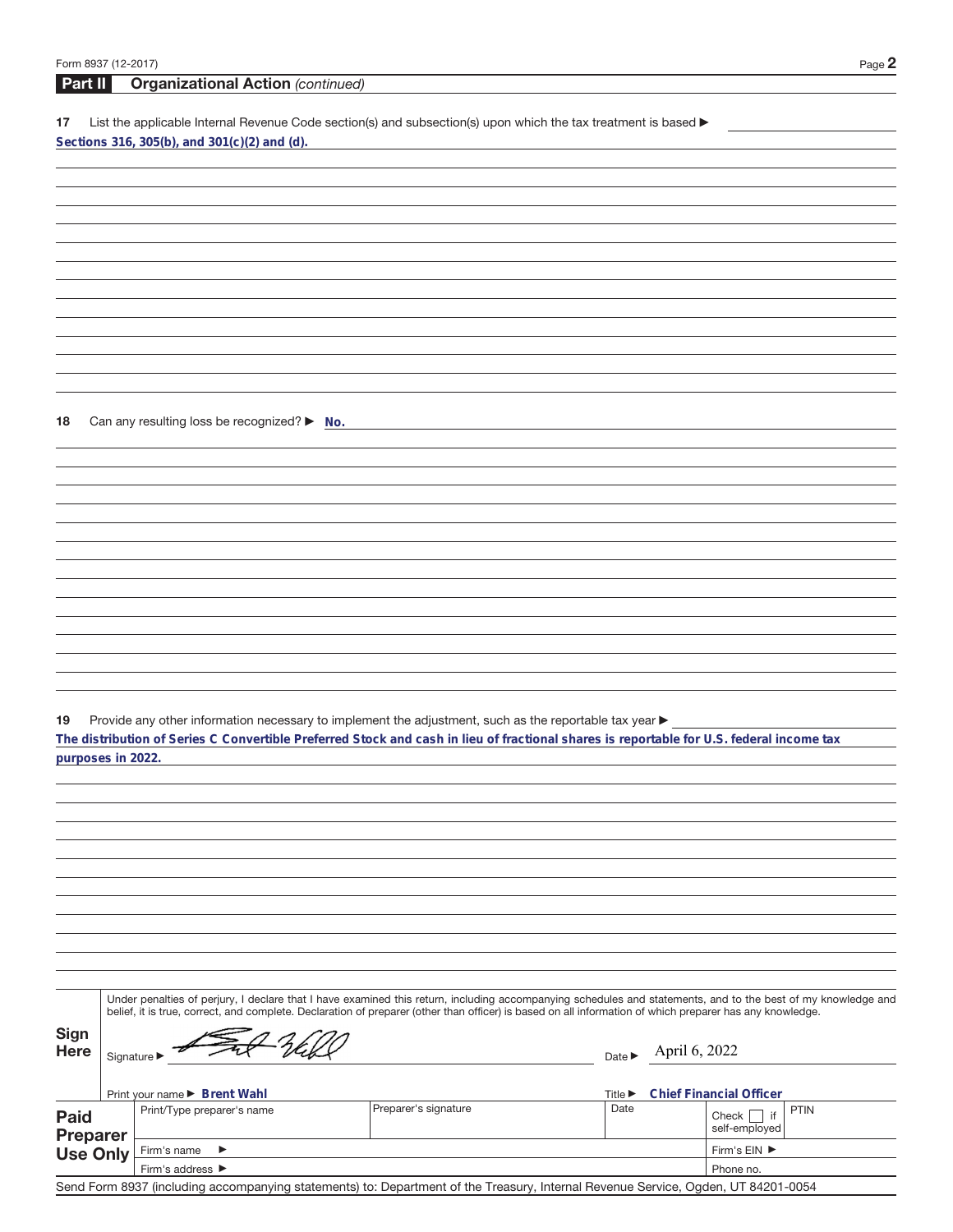## Part II Organizational Action *(continued)*

**17** List the applicable Internal Revenue Code section(s) and subsection(s) upon which the tax treatment is based ▶

**Sections 316, 305(b), and 301(c)(2) and (d).**

**18** Can any resulting loss be recognized? ▶ **No.**

**19** Provide any other information necessary to implement the adjustment, such as the reportable tax year ▶

**The distribution of Series C Convertible Preferred Stock and cash in lieu of fractional shares is reportable for U.S. federal income tax purposes in 2022.**

**Sign Here**

Under penalties of perjury, I declare that I have examined this return, including accompanying schedules and statements, and to the best of my knowledge and belief, it is true, correct, and complete. Declaration of preparer (other than officer) is based on all information of which preparer has any knowledge.

Signature ▶ [signature] Date ▶ April 6, 2022

Print your name ▶ **Brent Wahl** Title ▶ **Chief Financial Officer**

**Paid Preparer Use Only**

| Print/Type preparer's name | Preparer's signature | Date | Check ☐ if self-employed | PTIN |
|---|---|---|---|---|
| Firm's name ▶ | | | Firm's EIN ▶ | |
| Firm's address ▶ | | | Phone no. | |

Send Form 8937 (including accompanying statements) to: Department of the Treasury, Internal Revenue Service, Ogden, UT 84201-0054